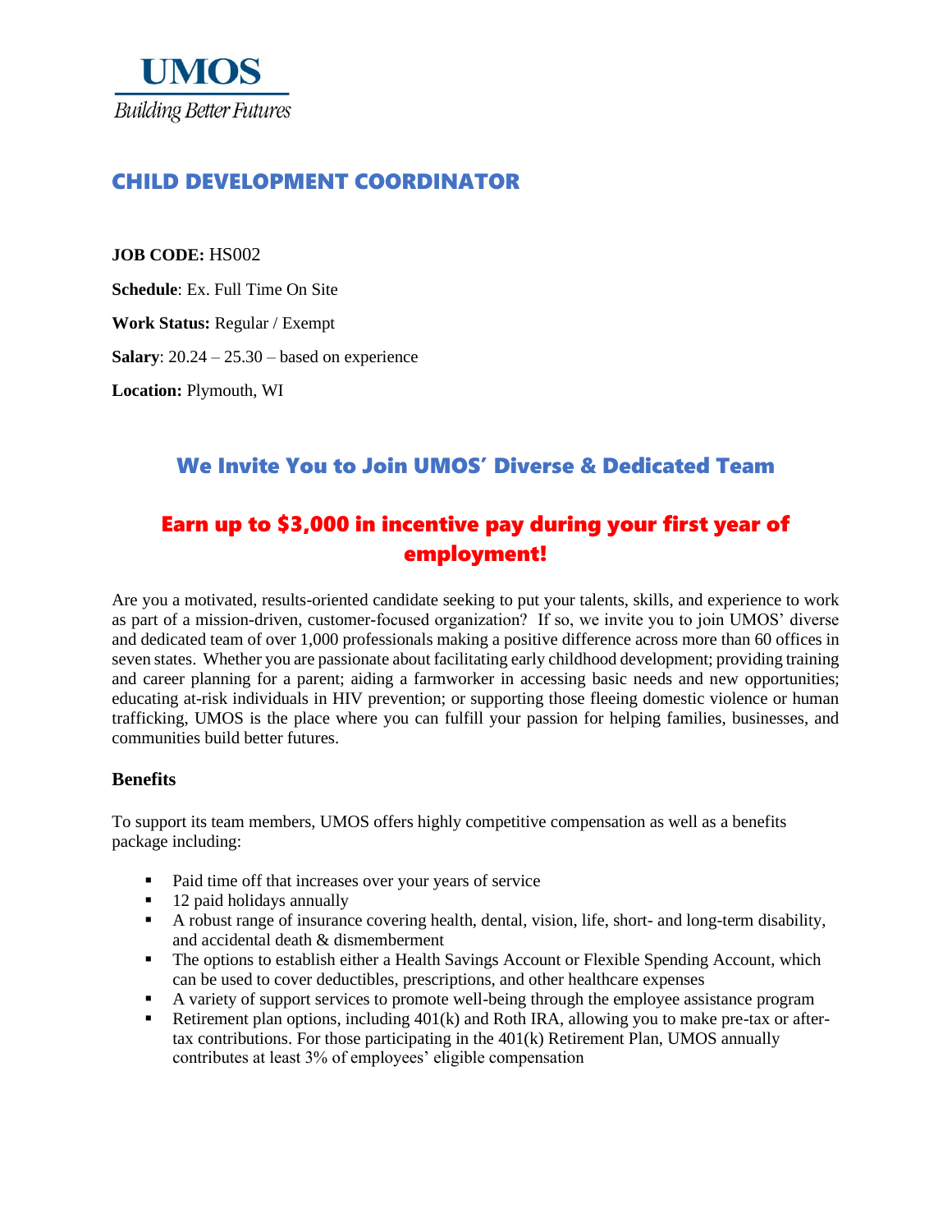**UMOS**
*Building Better Futures*

# CHILD DEVELOPMENT COORDINATOR

**JOB CODE:** HS002

**Schedule**: Ex. Full Time On Site

**Work Status:** Regular / Exempt

**Salary**: 20.24 – 25.30 – based on experience

**Location:** Plymouth, WI

## We Invite You to Join UMOS' Diverse & Dedicated Team

## Earn up to $3,000 in incentive pay during your first year of employment!

Are you a motivated, results-oriented candidate seeking to put your talents, skills, and experience to work as part of a mission-driven, customer-focused organization? If so, we invite you to join UMOS' diverse and dedicated team of over 1,000 professionals making a positive difference across more than 60 offices in seven states. Whether you are passionate about facilitating early childhood development; providing training and career planning for a parent; aiding a farmworker in accessing basic needs and new opportunities; educating at-risk individuals in HIV prevention; or supporting those fleeing domestic violence or human trafficking, UMOS is the place where you can fulfill your passion for helping families, businesses, and communities build better futures.

### Benefits

To support its team members, UMOS offers highly competitive compensation as well as a benefits package including:

- Paid time off that increases over your years of service
- 12 paid holidays annually
- A robust range of insurance covering health, dental, vision, life, short- and long-term disability, and accidental death & dismemberment
- The options to establish either a Health Savings Account or Flexible Spending Account, which can be used to cover deductibles, prescriptions, and other healthcare expenses
- A variety of support services to promote well-being through the employee assistance program
- Retirement plan options, including 401(k) and Roth IRA, allowing you to make pre-tax or after-tax contributions. For those participating in the 401(k) Retirement Plan, UMOS annually contributes at least 3% of employees' eligible compensation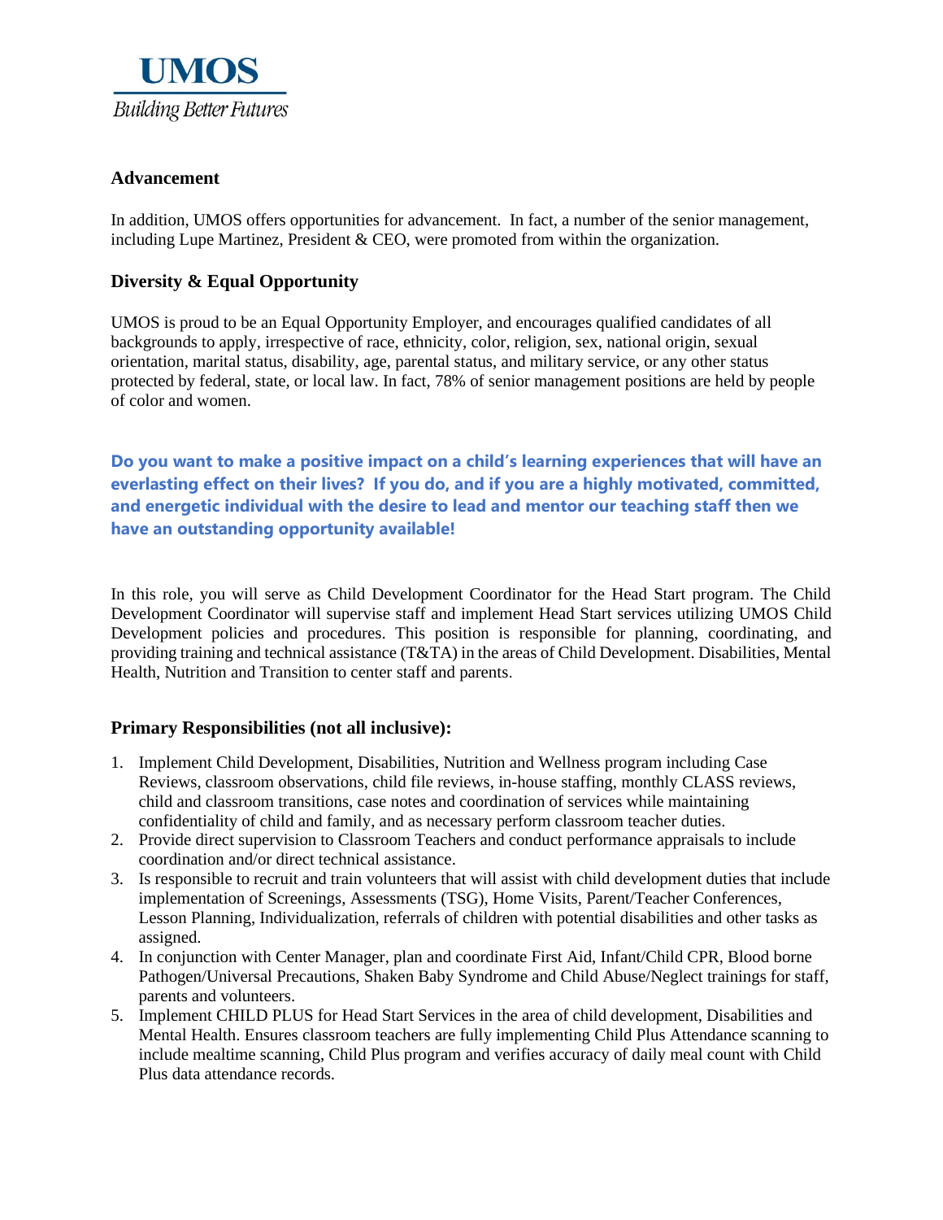**UMOS**
*Building Better Futures*

### Advancement

In addition, UMOS offers opportunities for advancement. In fact, a number of the senior management, including Lupe Martinez, President & CEO, were promoted from within the organization.

### Diversity & Equal Opportunity

UMOS is proud to be an Equal Opportunity Employer, and encourages qualified candidates of all backgrounds to apply, irrespective of race, ethnicity, color, religion, sex, national origin, sexual orientation, marital status, disability, age, parental status, and military service, or any other status protected by federal, state, or local law. In fact, 78% of senior management positions are held by people of color and women.

**Do you want to make a positive impact on a child's learning experiences that will have an everlasting effect on their lives? If you do, and if you are a highly motivated, committed, and energetic individual with the desire to lead and mentor our teaching staff then we have an outstanding opportunity available!**

In this role, you will serve as Child Development Coordinator for the Head Start program. The Child Development Coordinator will supervise staff and implement Head Start services utilizing UMOS Child Development policies and procedures. This position is responsible for planning, coordinating, and providing training and technical assistance (T&TA) in the areas of Child Development. Disabilities, Mental Health, Nutrition and Transition to center staff and parents.

### Primary Responsibilities (not all inclusive):

1. Implement Child Development, Disabilities, Nutrition and Wellness program including Case Reviews, classroom observations, child file reviews, in-house staffing, monthly CLASS reviews, child and classroom transitions, case notes and coordination of services while maintaining confidentiality of child and family, and as necessary perform classroom teacher duties.
2. Provide direct supervision to Classroom Teachers and conduct performance appraisals to include coordination and/or direct technical assistance.
3. Is responsible to recruit and train volunteers that will assist with child development duties that include implementation of Screenings, Assessments (TSG), Home Visits, Parent/Teacher Conferences, Lesson Planning, Individualization, referrals of children with potential disabilities and other tasks as assigned.
4. In conjunction with Center Manager, plan and coordinate First Aid, Infant/Child CPR, Blood borne Pathogen/Universal Precautions, Shaken Baby Syndrome and Child Abuse/Neglect trainings for staff, parents and volunteers.
5. Implement CHILD PLUS for Head Start Services in the area of child development, Disabilities and Mental Health. Ensures classroom teachers are fully implementing Child Plus Attendance scanning to include mealtime scanning, Child Plus program and verifies accuracy of daily meal count with Child Plus data attendance records.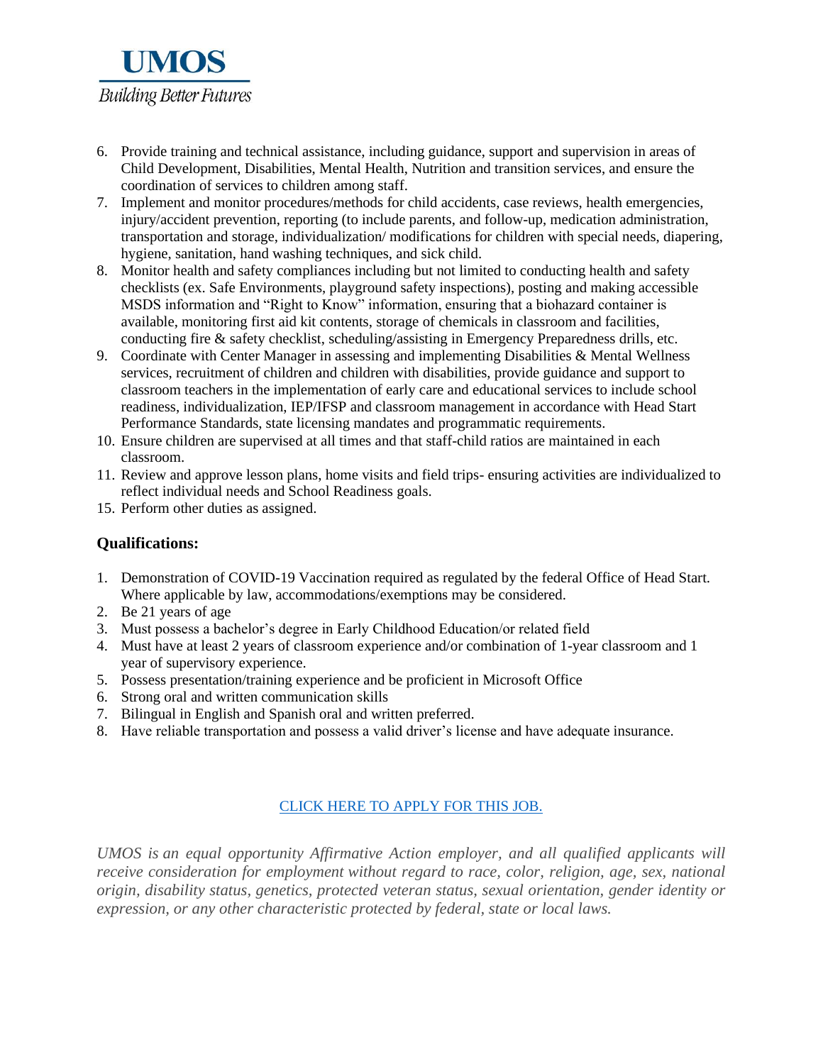6. Provide training and technical assistance, including guidance, support and supervision in areas of Child Development, Disabilities, Mental Health, Nutrition and transition services, and ensure the coordination of services to children among staff.
7. Implement and monitor procedures/methods for child accidents, case reviews, health emergencies, injury/accident prevention, reporting (to include parents, and follow-up, medication administration, transportation and storage, individualization/ modifications for children with special needs, diapering, hygiene, sanitation, hand washing techniques, and sick child.
8. Monitor health and safety compliances including but not limited to conducting health and safety checklists (ex. Safe Environments, playground safety inspections), posting and making accessible MSDS information and "Right to Know" information, ensuring that a biohazard container is available, monitoring first aid kit contents, storage of chemicals in classroom and facilities, conducting fire & safety checklist, scheduling/assisting in Emergency Preparedness drills, etc.
9. Coordinate with Center Manager in assessing and implementing Disabilities & Mental Wellness services, recruitment of children and children with disabilities, provide guidance and support to classroom teachers in the implementation of early care and educational services to include school readiness, individualization, IEP/IFSP and classroom management in accordance with Head Start Performance Standards, state licensing mandates and programmatic requirements.
10. Ensure children are supervised at all times and that staff-child ratios are maintained in each classroom.
11. Review and approve lesson plans, home visits and field trips- ensuring activities are individualized to reflect individual needs and School Readiness goals.
15. Perform other duties as assigned.

### Qualifications:

1. Demonstration of COVID-19 Vaccination required as regulated by the federal Office of Head Start. Where applicable by law, accommodations/exemptions may be considered.
2. Be 21 years of age
3. Must possess a bachelor's degree in Early Childhood Education/or related field
4. Must have at least 2 years of classroom experience and/or combination of 1-year classroom and 1 year of supervisory experience.
5. Possess presentation/training experience and be proficient in Microsoft Office
6. Strong oral and written communication skills
7. Bilingual in English and Spanish oral and written preferred.
8. Have reliable transportation and possess a valid driver's license and have adequate insurance.

CLICK HERE TO APPLY FOR THIS JOB.

*UMOS is an equal opportunity Affirmative Action employer, and all qualified applicants will receive consideration for employment without regard to race, color, religion, age, sex, national origin, disability status, genetics, protected veteran status, sexual orientation, gender identity or expression, or any other characteristic protected by federal, state or local laws.*